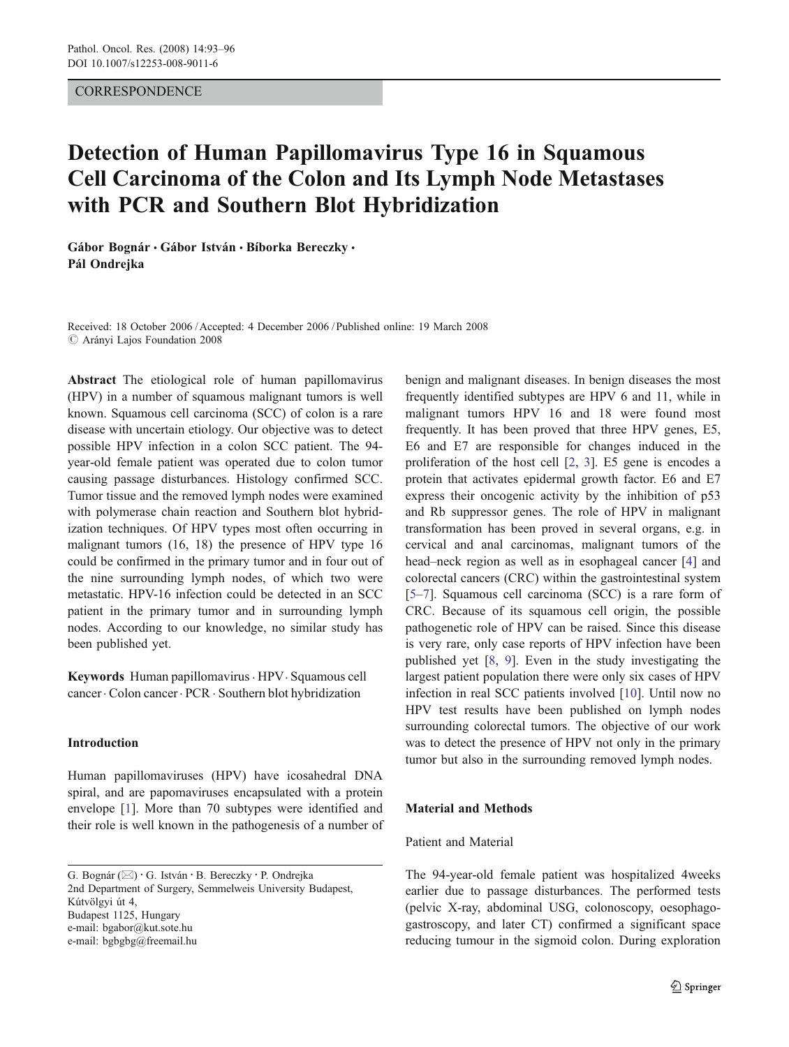CORRESPONDENCE

# Detection of Human Papillomavirus Type 16 in Squamous Cell Carcinoma of the Colon and Its Lymph Node Metastases with PCR and Southern Blot Hybridization

**Gábor Bognár · Gábor István · Bíborka Bereczky · Pál Ondrejka**

Received: 18 October 2006 / Accepted: 4 December 2006 / Published online: 19 March 2008
© Arányi Lajos Foundation 2008

**Abstract** The etiological role of human papillomavirus (HPV) in a number of squamous malignant tumors is well known. Squamous cell carcinoma (SCC) of colon is a rare disease with uncertain etiology. Our objective was to detect possible HPV infection in a colon SCC patient. The 94-year-old female patient was operated due to colon tumor causing passage disturbances. Histology confirmed SCC. Tumor tissue and the removed lymph nodes were examined with polymerase chain reaction and Southern blot hybridization techniques. Of HPV types most often occurring in malignant tumors (16, 18) the presence of HPV type 16 could be confirmed in the primary tumor and in four out of the nine surrounding lymph nodes, of which two were metastatic. HPV-16 infection could be detected in an SCC patient in the primary tumor and in surrounding lymph nodes. According to our knowledge, no similar study has been published yet.

**Keywords** Human papillomavirus · HPV · Squamous cell cancer · Colon cancer · PCR · Southern blot hybridization

## Introduction

Human papillomaviruses (HPV) have icosahedral DNA spiral, and are papomaviruses encapsulated with a protein envelope [1]. More than 70 subtypes were identified and their role is well known in the pathogenesis of a number of benign and malignant diseases. In benign diseases the most frequently identified subtypes are HPV 6 and 11, while in malignant tumors HPV 16 and 18 were found most frequently. It has been proved that three HPV genes, E5, E6 and E7 are responsible for changes induced in the proliferation of the host cell [2, 3]. E5 gene is encodes a protein that activates epidermal growth factor. E6 and E7 express their oncogenic activity by the inhibition of p53 and Rb suppressor genes. The role of HPV in malignant transformation has been proved in several organs, e.g. in cervical and anal carcinomas, malignant tumors of the head–neck region as well as in esophageal cancer [4] and colorectal cancers (CRC) within the gastrointestinal system [5–7]. Squamous cell carcinoma (SCC) is a rare form of CRC. Because of its squamous cell origin, the possible pathogenetic role of HPV can be raised. Since this disease is very rare, only case reports of HPV infection have been published yet [8, 9]. Even in the study investigating the largest patient population there were only six cases of HPV infection in real SCC patients involved [10]. Until now no HPV test results have been published on lymph nodes surrounding colorectal tumors. The objective of our work was to detect the presence of HPV not only in the primary tumor but also in the surrounding removed lymph nodes.

## Material and Methods

### Patient and Material

The 94-year-old female patient was hospitalized 4weeks earlier due to passage disturbances. The performed tests (pelvic X-ray, abdominal USG, colonoscopy, oesophago-gastroscopy, and later CT) confirmed a significant space reducing tumour in the sigmoid colon. During exploration

G. Bognár (✉) · G. István · B. Bereczky · P. Ondrejka
2nd Department of Surgery, Semmelweis University Budapest,
Kútvölgyi út 4,
Budapest 1125, Hungary
e-mail: bgabor@kut.sote.hu
e-mail: bgbgbg@freemail.hu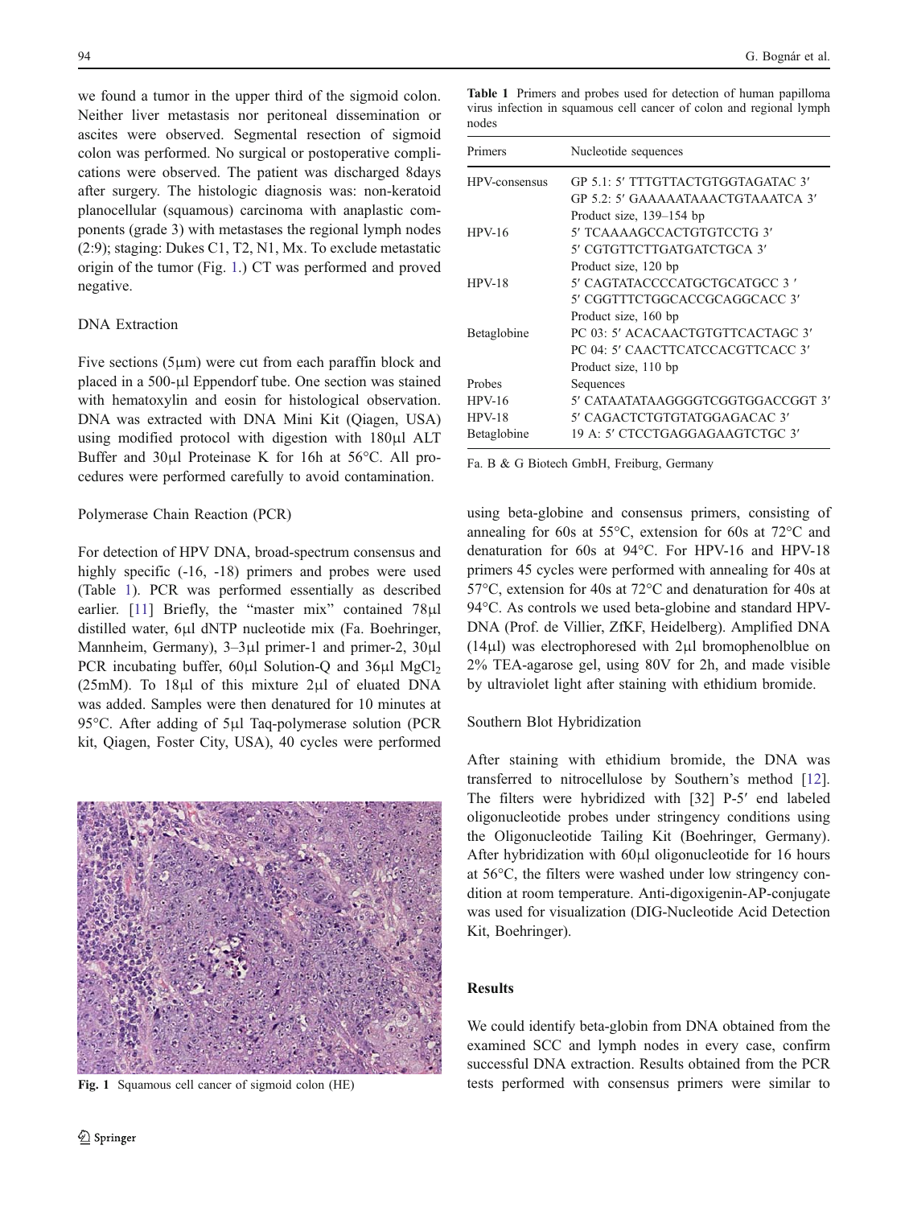we found a tumor in the upper third of the sigmoid colon. Neither liver metastasis nor peritoneal dissemination or ascites were observed. Segmental resection of sigmoid colon was performed. No surgical or postoperative complications were observed. The patient was discharged 8days after surgery. The histologic diagnosis was: non-keratoid planocellular (squamous) carcinoma with anaplastic components (grade 3) with metastases the regional lymph nodes (2:9); staging: Dukes C1, T2, N1, Mx. To exclude metastatic origin of the tumor (Fig. 1.) CT was performed and proved negative.

### DNA Extraction

Five sections (5μm) were cut from each paraffin block and placed in a 500-μl Eppendorf tube. One section was stained with hematoxylin and eosin for histological observation. DNA was extracted with DNA Mini Kit (Qiagen, USA) using modified protocol with digestion with 180μl ALT Buffer and 30μl Proteinase K for 16h at 56°C. All procedures were performed carefully to avoid contamination.

### Polymerase Chain Reaction (PCR)

For detection of HPV DNA, broad-spectrum consensus and highly specific (-16, -18) primers and probes were used (Table 1). PCR was performed essentially as described earlier. [11] Briefly, the "master mix" contained 78μl distilled water, 6μl dNTP nucleotide mix (Fa. Boehringer, Mannheim, Germany), 3–3μl primer-1 and primer-2, 30μl PCR incubating buffer, 60μl Solution-Q and 36μl $MgCl_2$ (25mM). To 18μl of this mixture 2μl of eluated DNA was added. Samples were then denatured for 10 minutes at 95°C. After adding of 5μl Taq-polymerase solution (PCR kit, Qiagen, Foster City, USA), 40 cycles were performed using beta-globine and consensus primers, consisting of annealing for 60s at 55°C, extension for 60s at 72°C and denaturation for 60s at 94°C. For HPV-16 and HPV-18 primers 45 cycles were performed with annealing for 40s at 57°C, extension for 40s at 72°C and denaturation for 40s at 94°C. As controls we used beta-globine and standard HPV-DNA (Prof. de Villier, ZfKF, Heidelberg). Amplified DNA (14μl) was electrophoresed with 2μl bromophenolblue on 2% TEA-agarose gel, using 80V for 2h, and made visible by ultraviolet light after staining with ethidium bromide.

Fig. 1 Squamous cell cancer of sigmoid colon (HE)

**Table 1** Primers and probes used for detection of human papilloma virus infection in squamous cell cancer of colon and regional lymph nodes

| Primers | Nucleotide sequences |
|---|---|
| HPV-consensus | GP 5.1: 5′ TTTGTTACTGTGGTAGATAC 3′ |
| | GP 5.2: 5′ GAAAAATAAACTGTAAATCA 3′ |
| | Product size, 139–154 bp |
| HPV-16 | 5′ TCAAAAGCCACTGTGTCCTG 3′ |
| | 5′ CGTGTTCTTGATGATCTGCA 3′ |
| | Product size, 120 bp |
| HPV-18 | 5′ CAGTATACCCCATGCTGCATGCC 3′ |
| | 5′ CGGTTTCTGGCACCGCAGGCACC 3′ |
| | Product size, 160 bp |
| Betaglobine | PC 03: 5′ ACACAACTGTGTTCACTAGC 3′ |
| | PC 04: 5′ CAACTTCATCCACGTTCACC 3′ |
| | Product size, 110 bp |
| Probes | Sequences |
| HPV-16 | 5′ CATAATATAAGGGGTCGGTGGACCGGT 3′ |
| HPV-18 | 5′ CAGACTCTGTGTATGGAGACAC 3′ |
| Betaglobine | 19 A: 5′ CTCCTGAGGAGAAGTCTGC 3′ |

Fa. B & G Biotech GmbH, Freiburg, Germany

### Southern Blot Hybridization

After staining with ethidium bromide, the DNA was transferred to nitrocellulose by Southern's method [12]. The filters were hybridized with [32] P-5′ end labeled oligonucleotide probes under stringency conditions using the Oligonucleotide Tailing Kit (Boehringer, Germany). After hybridization with 60μl oligonucleotide for 16 hours at 56°C, the filters were washed under low stringency condition at room temperature. Anti-digoxigenin-AP-conjugate was used for visualization (DIG-Nucleotide Acid Detection Kit, Boehringer).

## Results

We could identify beta-globin from DNA obtained from the examined SCC and lymph nodes in every case, confirm successful DNA extraction. Results obtained from the PCR tests performed with consensus primers were similar to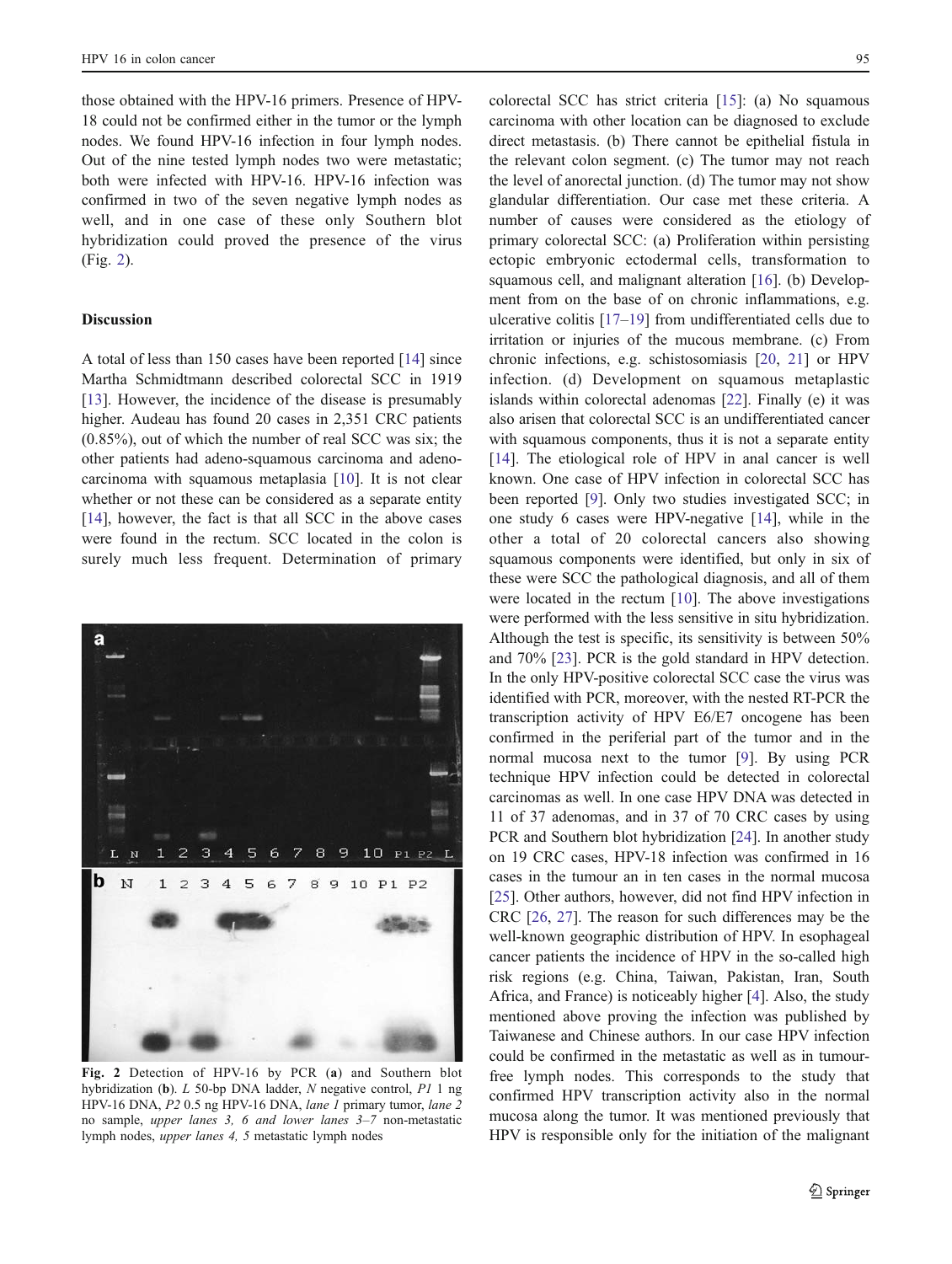those obtained with the HPV-16 primers. Presence of HPV-18 could not be confirmed either in the tumor or the lymph nodes. We found HPV-16 infection in four lymph nodes. Out of the nine tested lymph nodes two were metastatic; both were infected with HPV-16. HPV-16 infection was confirmed in two of the seven negative lymph nodes as well, and in one case of these only Southern blot hybridization could proved the presence of the virus (Fig. 2).

## Discussion

A total of less than 150 cases have been reported [14] since Martha Schmidtmann described colorectal SCC in 1919 [13]. However, the incidence of the disease is presumably higher. Audeau has found 20 cases in 2,351 CRC patients (0.85%), out of which the number of real SCC was six; the other patients had adeno-squamous carcinoma and adeno-carcinoma with squamous metaplasia [10]. It is not clear whether or not these can be considered as a separate entity [14], however, the fact is that all SCC in the above cases were found in the rectum. SCC located in the colon is surely much less frequent. Determination of primary colorectal SCC has strict criteria [15]: (a) No squamous carcinoma with other location can be diagnosed to exclude direct metastasis. (b) There cannot be epithelial fistula in the relevant colon segment. (c) The tumor may not reach the level of anorectal junction. (d) The tumor may not show glandular differentiation. Our case met these criteria. A number of causes were considered as the etiology of primary colorectal SCC: (a) Proliferation within persisting ectopic embryonic ectodermal cells, transformation to squamous cell, and malignant alteration [16]. (b) Development from on the base of on chronic inflammations, e.g. ulcerative colitis [17–19] from undifferentiated cells due to irritation or injuries of the mucous membrane. (c) From chronic infections, e.g. schistosomiasis [20, 21] or HPV infection. (d) Development on squamous metaplastic islands within colorectal adenomas [22]. Finally (e) it was also arisen that colorectal SCC is an undifferentiated cancer with squamous components, thus it is not a separate entity [14]. The etiological role of HPV in anal cancer is well known. One case of HPV infection in colorectal SCC has been reported [9]. Only two studies investigated SCC; in one study 6 cases were HPV-negative [14], while in the other a total of 20 colorectal cancers also showing squamous components were identified, but only in six of these were SCC the pathological diagnosis, and all of them were located in the rectum [10]. The above investigations were performed with the less sensitive in situ hybridization. Although the test is specific, its sensitivity is between 50% and 70% [23]. PCR is the gold standard in HPV detection. In the only HPV-positive colorectal SCC case the virus was identified with PCR, moreover, with the nested RT-PCR the transcription activity of HPV E6/E7 oncogene has been confirmed in the periferial part of the tumor and in the normal mucosa next to the tumor [9]. By using PCR technique HPV infection could be detected in colorectal carcinomas as well. In one case HPV DNA was detected in 11 of 37 adenomas, and in 37 of 70 CRC cases by using PCR and Southern blot hybridization [24]. In another study on 19 CRC cases, HPV-18 infection was confirmed in 16 cases in the tumour an in ten cases in the normal mucosa [25]. Other authors, however, did not find HPV infection in CRC [26, 27]. The reason for such differences may be the well-known geographic distribution of HPV. In esophageal cancer patients the incidence of HPV in the so-called high risk regions (e.g. China, Taiwan, Pakistan, Iran, South Africa, and France) is noticeably higher [4]. Also, the study mentioned above proving the infection was published by Taiwanese and Chinese authors. In our case HPV infection could be confirmed in the metastatic as well as in tumour-free lymph nodes. This corresponds to the study that confirmed HPV transcription activity also in the normal mucosa along the tumor. It was mentioned previously that HPV is responsible only for the initiation of the malignant

**Fig. 2** Detection of HPV-16 by PCR (**a**) and Southern blot hybridization (**b**). *L* 50-bp DNA ladder, *N* negative control, *P1* 1 ng HPV-16 DNA, *P2* 0.5 ng HPV-16 DNA, *lane 1* primary tumor, *lane 2* no sample, *upper lanes 3, 6 and lower lanes 3–7* non-metastatic lymph nodes, *upper lanes 4, 5* metastatic lymph nodes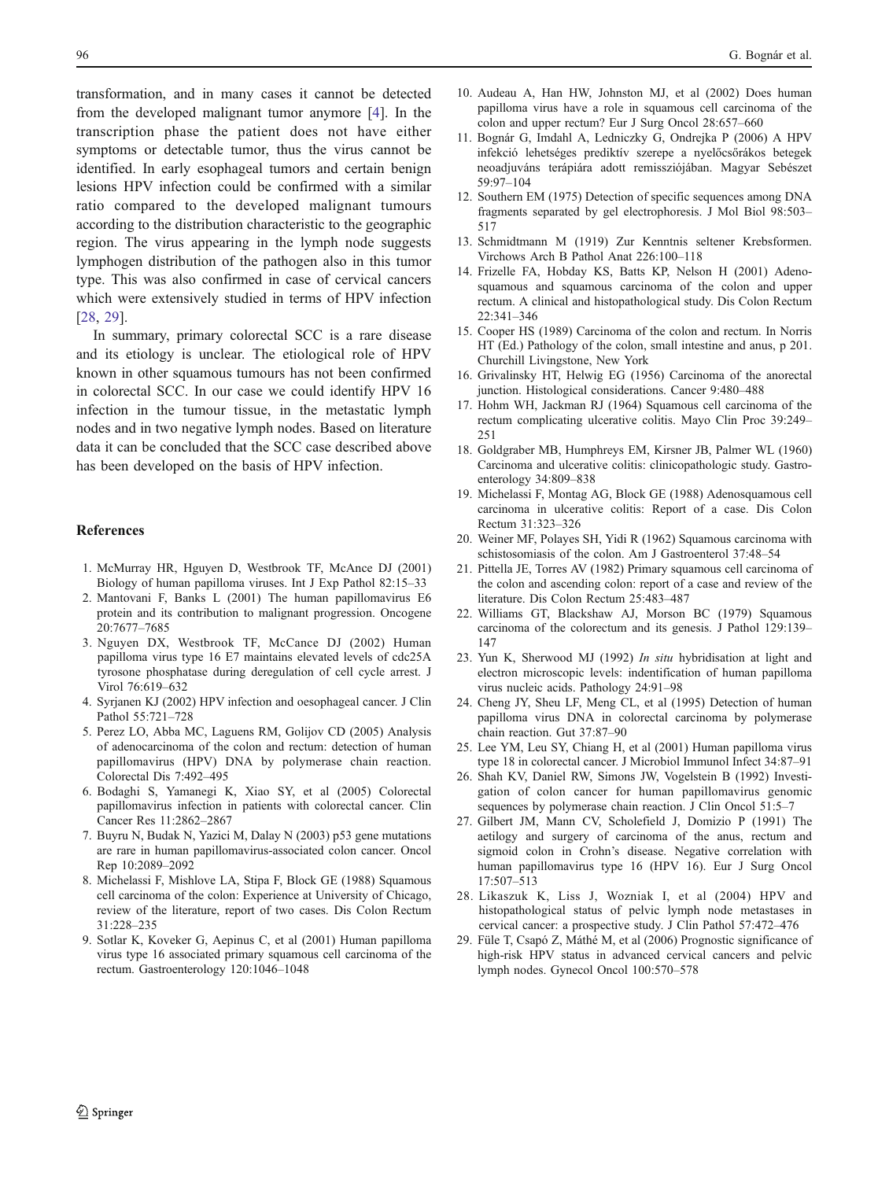transformation, and in many cases it cannot be detected from the developed malignant tumor anymore [4]. In the transcription phase the patient does not have either symptoms or detectable tumor, thus the virus cannot be identified. In early esophageal tumors and certain benign lesions HPV infection could be confirmed with a similar ratio compared to the developed malignant tumours according to the distribution characteristic to the geographic region. The virus appearing in the lymph node suggests lymphogen distribution of the pathogen also in this tumor type. This was also confirmed in case of cervical cancers which were extensively studied in terms of HPV infection [28, 29].

In summary, primary colorectal SCC is a rare disease and its etiology is unclear. The etiological role of HPV known in other squamous tumours has not been confirmed in colorectal SCC. In our case we could identify HPV 16 infection in the tumour tissue, in the metastatic lymph nodes and in two negative lymph nodes. Based on literature data it can be concluded that the SCC case described above has been developed on the basis of HPV infection.

## References

1. McMurray HR, Hguyen D, Westbrook TF, McAnce DJ (2001) Biology of human papilloma viruses. Int J Exp Pathol 82:15–33
2. Mantovani F, Banks L (2001) The human papillomavirus E6 protein and its contribution to malignant progression. Oncogene 20:7677–7685
3. Nguyen DX, Westbrook TF, McCance DJ (2002) Human papilloma virus type 16 E7 maintains elevated levels of cdc25A tyrosone phosphatase during deregulation of cell cycle arrest. J Virol 76:619–632
4. Syrjanen KJ (2002) HPV infection and oesophageal cancer. J Clin Pathol 55:721–728
5. Perez LO, Abba MC, Laguens RM, Golijov CD (2005) Analysis of adenocarcinoma of the colon and rectum: detection of human papillomavirus (HPV) DNA by polymerase chain reaction. Colorectal Dis 7:492–495
6. Bodaghi S, Yamanegi K, Xiao SY, et al (2005) Colorectal papillomavirus infection in patients with colorectal cancer. Clin Cancer Res 11:2862–2867
7. Buyru N, Budak N, Yazici M, Dalay N (2003) p53 gene mutations are rare in human papillomavirus-associated colon cancer. Oncol Rep 10:2089–2092
8. Michelassi F, Mishlove LA, Stipa F, Block GE (1988) Squamous cell carcinoma of the colon: Experience at University of Chicago, review of the literature, report of two cases. Dis Colon Rectum 31:228–235
9. Sotlar K, Koveker G, Aepinus C, et al (2001) Human papilloma virus type 16 associated primary squamous cell carcinoma of the rectum. Gastroenterology 120:1046–1048
10. Audeau A, Han HW, Johnston MJ, et al (2002) Does human papilloma virus have a role in squamous cell carcinoma of the colon and upper rectum? Eur J Surg Oncol 28:657–660
11. Bognár G, Imdahl A, Ledniczky G, Ondrejka P (2006) A HPV infekció lehetséges prediktív szerepe a nyelőcsőrákos betegek neoadjuváns terápiára adott remissziójában. Magyar Sebészet 59:97–104
12. Southern EM (1975) Detection of specific sequences among DNA fragments separated by gel electrophoresis. J Mol Biol 98:503–517
13. Schmidtmann M (1919) Zur Kenntnis seltener Krebsformen. Virchows Arch B Pathol Anat 226:100–118
14. Frizelle FA, Hobday KS, Batts KP, Nelson H (2001) Adeno-squamous and squamous carcinoma of the colon and upper rectum. A clinical and histopathological study. Dis Colon Rectum 22:341–346
15. Cooper HS (1989) Carcinoma of the colon and rectum. In Norris HT (Ed.) Pathology of the colon, small intestine and anus, p 201. Churchill Livingstone, New York
16. Grivalinsky HT, Helwig EG (1956) Carcinoma of the anorectal junction. Histological considerations. Cancer 9:480–488
17. Hohm WH, Jackman RJ (1964) Squamous cell carcinoma of the rectum complicating ulcerative colitis. Mayo Clin Proc 39:249–251
18. Goldgraber MB, Humphreys EM, Kirsner JB, Palmer WL (1960) Carcinoma and ulcerative colitis: clinicopathologic study. Gastroenterology 34:809–838
19. Michelassi F, Montag AG, Block GE (1988) Adenosquamous cell carcinoma in ulcerative colitis: Report of a case. Dis Colon Rectum 31:323–326
20. Weiner MF, Polayes SH, Yidi R (1962) Squamous carcinoma with schistosomiasis of the colon. Am J Gastroenterol 37:48–54
21. Pittella JE, Torres AV (1982) Primary squamous cell carcinoma of the colon and ascending colon: report of a case and review of the literature. Dis Colon Rectum 25:483–487
22. Williams GT, Blackshaw AJ, Morson BC (1979) Squamous carcinoma of the colorectum and its genesis. J Pathol 129:139–147
23. Yun K, Sherwood MJ (1992) *In situ* hybridisation at light and electron microscopic levels: indentification of human papilloma virus nucleic acids. Pathology 24:91–98
24. Cheng JY, Sheu LF, Meng CL, et al (1995) Detection of human papilloma virus DNA in colorectal carcinoma by polymerase chain reaction. Gut 37:87–90
25. Lee YM, Leu SY, Chiang H, et al (2001) Human papilloma virus type 18 in colorectal cancer. J Microbiol Immunol Infect 34:87–91
26. Shah KV, Daniel RW, Simons JW, Vogelstein B (1992) Investigation of colon cancer for human papillomavirus genomic sequences by polymerase chain reaction. J Clin Oncol 51:5–7
27. Gilbert JM, Mann CV, Scholefield J, Domizio P (1991) The aetilogy and surgery of carcinoma of the anus, rectum and sigmoid colon in Crohn's disease. Negative correlation with human papillomavirus type 16 (HPV 16). Eur J Surg Oncol 17:507–513
28. Likaszuk K, Liss J, Wozniak I, et al (2004) HPV and histopathological status of pelvic lymph node metastases in cervical cancer: a prospective study. J Clin Pathol 57:472–476
29. Füle T, Csapó Z, Máthé M, et al (2006) Prognostic significance of high-risk HPV status in advanced cervical cancers and pelvic lymph nodes. Gynecol Oncol 100:570–578